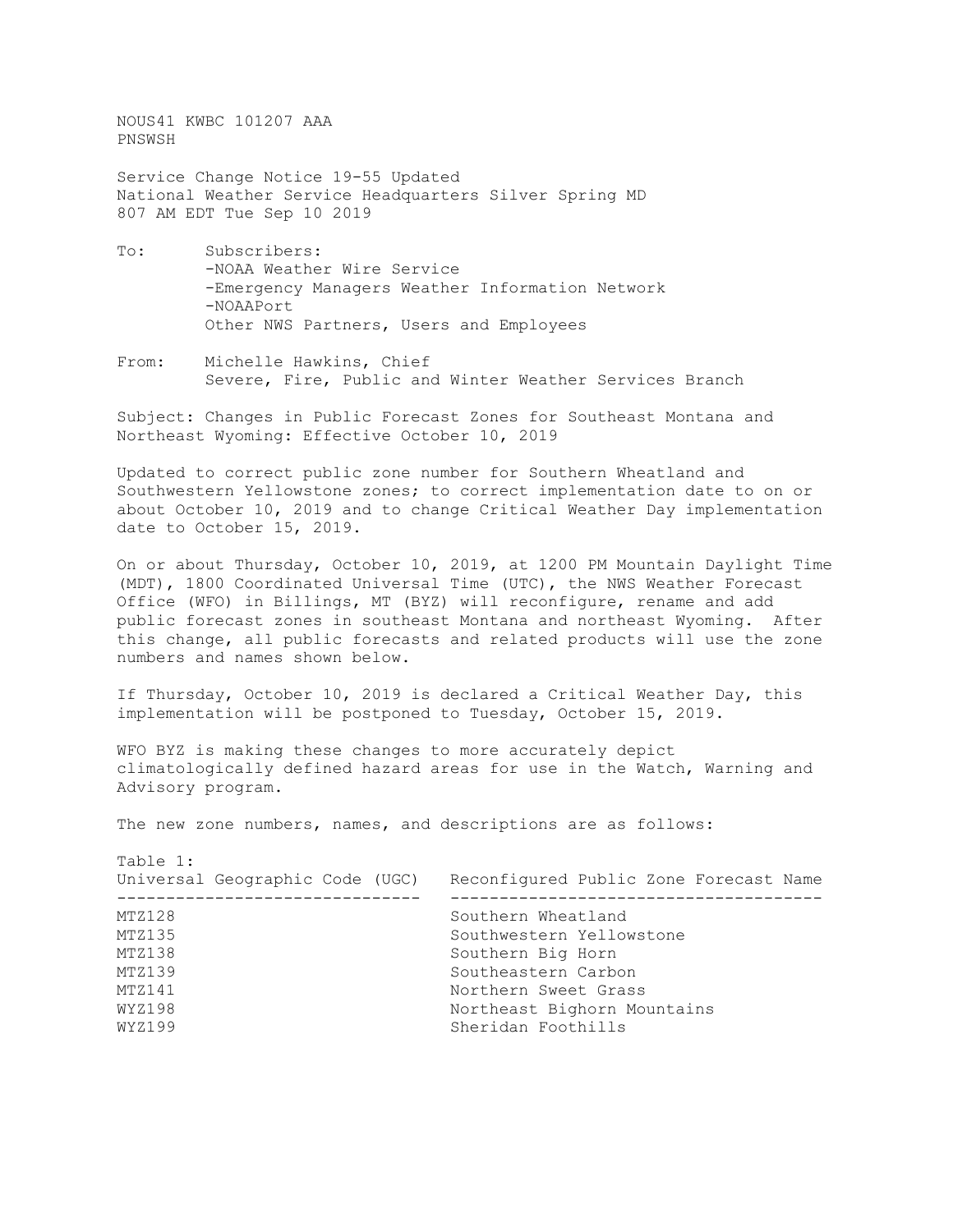NOUS41 KWBC 101207 AAA
PNSWSH

Service Change Notice 19-55 Updated
National Weather Service Headquarters Silver Spring MD
807 AM EDT Tue Sep 10 2019

To: Subscribers:
- NOAA Weather Wire Service
- Emergency Managers Weather Information Network
- NOAAPort

Other NWS Partners, Users and Employees

From: Michelle Hawkins, Chief
Severe, Fire, Public and Winter Weather Services Branch

Subject: Changes in Public Forecast Zones for Southeast Montana and Northeast Wyoming: Effective October 10, 2019

Updated to correct public zone number for Southern Wheatland and Southwestern Yellowstone zones; to correct implementation date to on or about October 10, 2019 and to change Critical Weather Day implementation date to October 15, 2019.

On or about Thursday, October 10, 2019, at 1200 PM Mountain Daylight Time (MDT), 1800 Coordinated Universal Time (UTC), the NWS Weather Forecast Office (WFO) in Billings, MT (BYZ) will reconfigure, rename and add public forecast zones in southeast Montana and northeast Wyoming. After this change, all public forecasts and related products will use the zone numbers and names shown below.

If Thursday, October 10, 2019 is declared a Critical Weather Day, this implementation will be postponed to Tuesday, October 15, 2019.

WFO BYZ is making these changes to more accurately depict climatologically defined hazard areas for use in the Watch, Warning and Advisory program.

The new zone numbers, names, and descriptions are as follows:

Table 1:

| Universal Geographic Code (UGC) | Reconfigured Public Zone Forecast Name |
|---|---|
| MTZ128 | Southern Wheatland |
| MTZ135 | Southwestern Yellowstone |
| MTZ138 | Southern Big Horn |
| MTZ139 | Southeastern Carbon |
| MTZ141 | Northern Sweet Grass |
| WYZ198 | Northeast Bighorn Mountains |
| WYZ199 | Sheridan Foothills |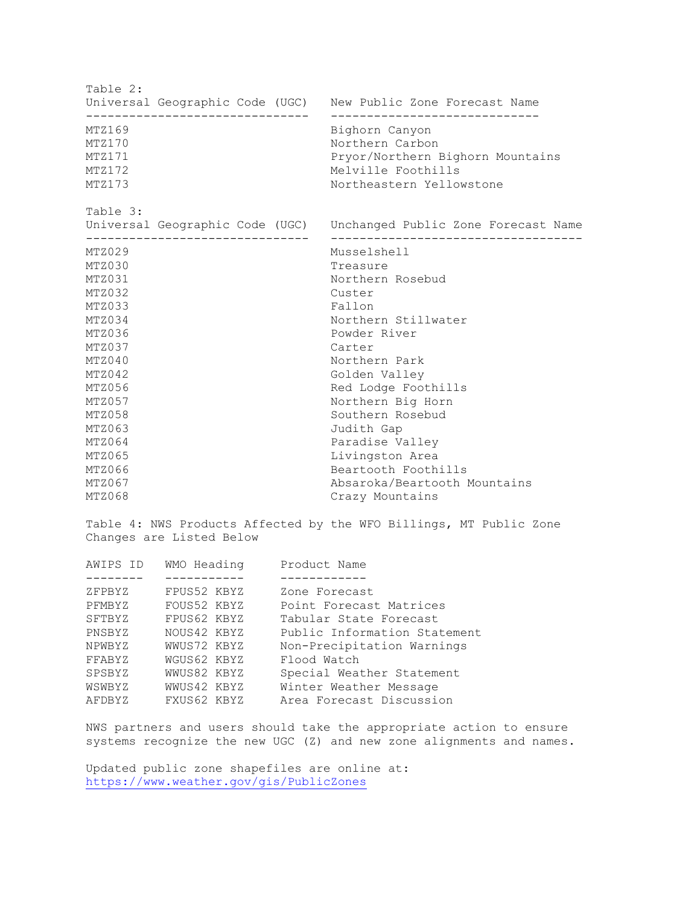Table 2:

| Universal Geographic Code (UGC) | New Public Zone Forecast Name |
|---|---|
| MTZ169 | Bighorn Canyon |
| MTZ170 | Northern Carbon |
| MTZ171 | Pryor/Northern Bighorn Mountains |
| MTZ172 | Melville Foothills |
| MTZ173 | Northeastern Yellowstone |

Table 3:

| Universal Geographic Code (UGC) | Unchanged Public Zone Forecast Name |
|---|---|
| MTZ029 | Musselshell |
| MTZ030 | Treasure |
| MTZ031 | Northern Rosebud |
| MTZ032 | Custer |
| MTZ033 | Fallon |
| MTZ034 | Northern Stillwater |
| MTZ036 | Powder River |
| MTZ037 | Carter |
| MTZ040 | Northern Park |
| MTZ042 | Golden Valley |
| MTZ056 | Red Lodge Foothills |
| MTZ057 | Northern Big Horn |
| MTZ058 | Southern Rosebud |
| MTZ063 | Judith Gap |
| MTZ064 | Paradise Valley |
| MTZ065 | Livingston Area |
| MTZ066 | Beartooth Foothills |
| MTZ067 | Absaroka/Beartooth Mountains |
| MTZ068 | Crazy Mountains |

Table 4: NWS Products Affected by the WFO Billings, MT Public Zone Changes are Listed Below

| AWIPS ID | WMO Heading | Product Name |
|---|---|---|
| ZFPBYZ | FPUS52 KBYZ | Zone Forecast |
| PFMBYZ | FOUS52 KBYZ | Point Forecast Matrices |
| SFTBYZ | FPUS62 KBYZ | Tabular State Forecast |
| PNSBYZ | NOUS42 KBYZ | Public Information Statement |
| NPWBYZ | WWUS72 KBYZ | Non-Precipitation Warnings |
| FFABYZ | WGUS62 KBYZ | Flood Watch |
| SPSBYZ | WWUS82 KBYZ | Special Weather Statement |
| WSWBYZ | WWUS42 KBYZ | Winter Weather Message |
| AFDBYZ | FXUS62 KBYZ | Area Forecast Discussion |

NWS partners and users should take the appropriate action to ensure systems recognize the new UGC (Z) and new zone alignments and names.

Updated public zone shapefiles are online at:
https://www.weather.gov/gis/PublicZones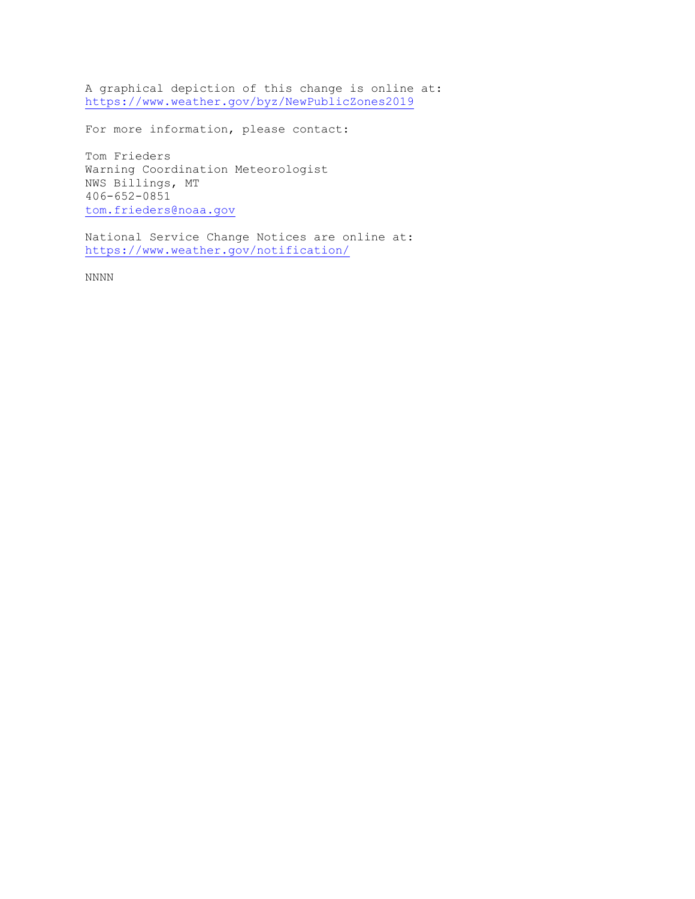A graphical depiction of this change is online at:
https://www.weather.gov/byz/NewPublicZones2019

For more information, please contact:

Tom Frieders
Warning Coordination Meteorologist
NWS Billings, MT
406-652-0851
tom.frieders@noaa.gov

National Service Change Notices are online at:
https://www.weather.gov/notification/

NNNN